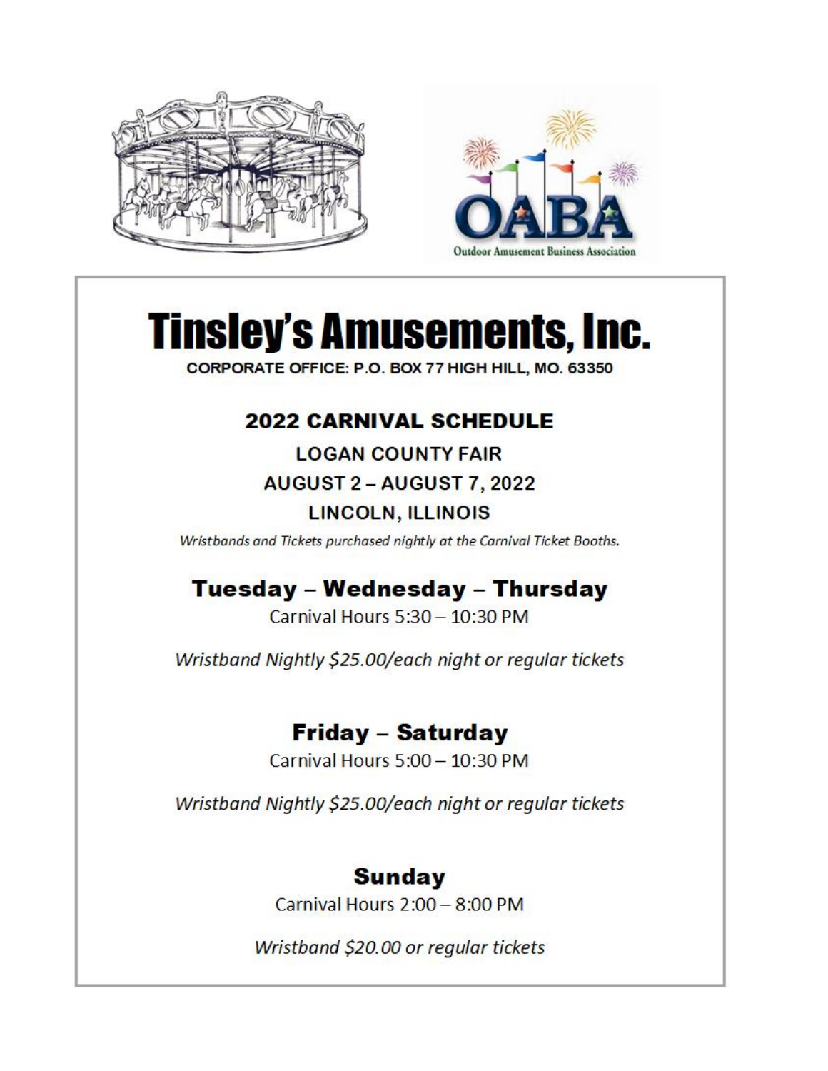# Tinsley's Amusements, Inc.

CORPORATE OFFICE: P.O. BOX 77 HIGH HILL, MO. 63350

## 2022 CARNIVAL SCHEDULE

**LOGAN COUNTY FAIR**

**AUGUST 2 – AUGUST 7, 2022**

**LINCOLN, ILLINOIS**

*Wristbands and Tickets purchased nightly at the Carnival Ticket Booths.*

### Tuesday – Wednesday – Thursday

Carnival Hours 5:30 – 10:30 PM

*Wristband Nightly $25.00/each night or regular tickets*

### Friday – Saturday

Carnival Hours 5:00 – 10:30 PM

*Wristband Nightly $25.00/each night or regular tickets*

### Sunday

Carnival Hours 2:00 – 8:00 PM

*Wristband $20.00 or regular tickets*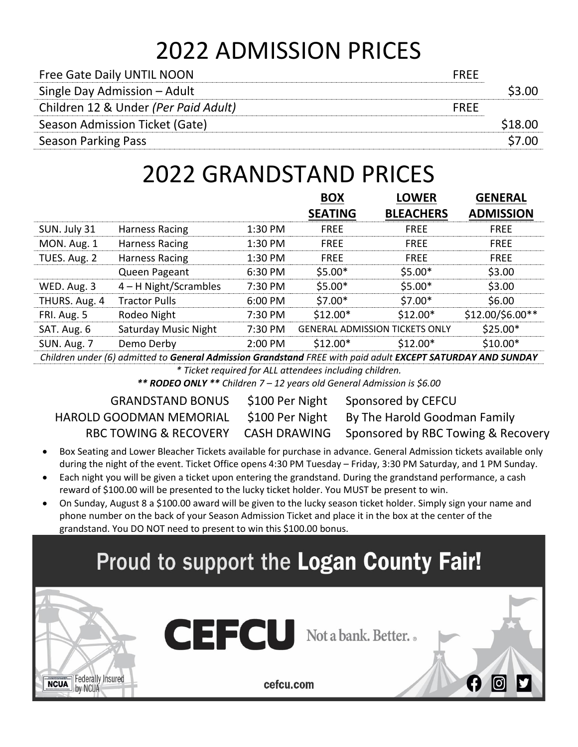# 2022 ADMISSION PRICES

| | |
|---|---|
| Free Gate Daily UNTIL NOON | FREE |
| Single Day Admission – Adult | $3.00 |
| Children 12 & Under *(Per Paid Adult)* | FREE |
| Season Admission Ticket (Gate) | $18.00 |
| Season Parking Pass | $7.00 |

# 2022 GRANDSTAND PRICES

| | | | BOX SEATING | LOWER BLEACHERS | GENERAL ADMISSION |
|---|---|---|---|---|---|
| SUN. July 31 | Harness Racing | 1:30 PM | FREE | FREE | FREE |
| MON. Aug. 1 | Harness Racing | 1:30 PM | FREE | FREE | FREE |
| TUES. Aug. 2 | Harness Racing | 1:30 PM | FREE | FREE | FREE |
| | Queen Pageant | 6:30 PM | $5.00* | $5.00* | $3.00 |
| WED. Aug. 3 | 4 – H Night/Scrambles | 7:30 PM | $5.00* | $5.00* | $3.00 |
| THURS. Aug. 4 | Tractor Pulls | 6:00 PM | $7.00* | $7.00* | $6.00 |
| FRI. Aug. 5 | Rodeo Night | 7:30 PM | $12.00* | $12.00* | $12.00/$6.00** |
| SAT. Aug. 6 | Saturday Music Night | 7:30 PM | GENERAL ADMISSION TICKETS ONLY | | $25.00* |
| SUN. Aug. 7 | Demo Derby | 2:00 PM | $12.00* | $12.00* | $10.00* |

*Children under (6) admitted to **General Admission Grandstand** FREE with paid adult **EXCEPT SATURDAY AND SUNDAY***

*\* Ticket required for ALL attendees including children.*

***\*\* RODEO ONLY \*\**** *Children 7 – 12 years old General Admission is $6.00*

| | | |
|---|---|---|
| GRANDSTAND BONUS | $100 Per Night | Sponsored by CEFCU |
| HAROLD GOODMAN MEMORIAL | $100 Per Night | By The Harold Goodman Family |
| RBC TOWING & RECOVERY | CASH DRAWING | Sponsored by RBC Towing & Recovery |

- Box Seating and Lower Bleacher Tickets available for purchase in advance. General Admission tickets available only during the night of the event. Ticket Office opens 4:30 PM Tuesday – Friday, 3:30 PM Saturday, and 1 PM Sunday.
- Each night you will be given a ticket upon entering the grandstand. During the grandstand performance, a cash reward of $100.00 will be presented to the lucky ticket holder. You MUST be present to win.
- On Sunday, August 8 a $100.00 award will be given to the lucky season ticket holder. Simply sign your name and phone number on the back of your Season Admission Ticket and place it in the box at the center of the grandstand. You DO NOT need to present to win this $100.00 bonus.

Proud to support the **Logan County Fair!**

**CEFCU** Not a bank. Better.®

NCUA Federally Insured by NCUA

cefcu.com